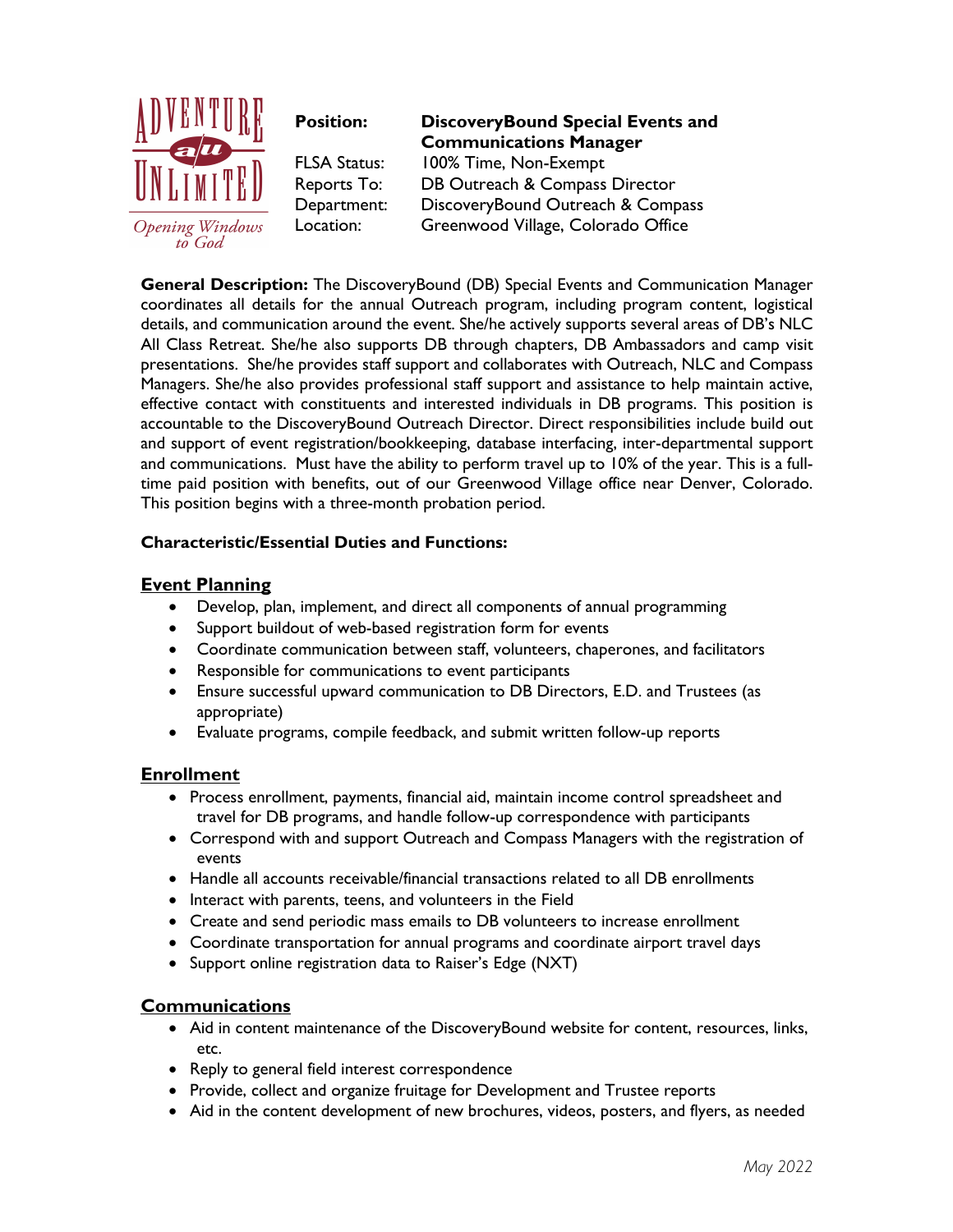ADVENTURE a/u UNLIMITED

*Opening Windows to God*

| | |
|---|---|
| **Position:** | **DiscoveryBound Special Events and Communications Manager** |
| FLSA Status: | 100% Time, Non-Exempt |
| Reports To: | DB Outreach & Compass Director |
| Department: | DiscoveryBound Outreach & Compass |
| Location: | Greenwood Village, Colorado Office |

**General Description:** The DiscoveryBound (DB) Special Events and Communication Manager coordinates all details for the annual Outreach program, including program content, logistical details, and communication around the event. She/he actively supports several areas of DB's NLC All Class Retreat. She/he also supports DB through chapters, DB Ambassadors and camp visit presentations. She/he provides staff support and collaborates with Outreach, NLC and Compass Managers. She/he also provides professional staff support and assistance to help maintain active, effective contact with constituents and interested individuals in DB programs. This position is accountable to the DiscoveryBound Outreach Director. Direct responsibilities include build out and support of event registration/bookkeeping, database interfacing, inter-departmental support and communications. Must have the ability to perform travel up to 10% of the year. This is a full-time paid position with benefits, out of our Greenwood Village office near Denver, Colorado. This position begins with a three-month probation period.

**Characteristic/Essential Duties and Functions:**

## Event Planning

- Develop, plan, implement, and direct all components of annual programming
- Support buildout of web-based registration form for events
- Coordinate communication between staff, volunteers, chaperones, and facilitators
- Responsible for communications to event participants
- Ensure successful upward communication to DB Directors, E.D. and Trustees (as appropriate)
- Evaluate programs, compile feedback, and submit written follow-up reports

## Enrollment

- Process enrollment, payments, financial aid, maintain income control spreadsheet and travel for DB programs, and handle follow-up correspondence with participants
- Correspond with and support Outreach and Compass Managers with the registration of events
- Handle all accounts receivable/financial transactions related to all DB enrollments
- Interact with parents, teens, and volunteers in the Field
- Create and send periodic mass emails to DB volunteers to increase enrollment
- Coordinate transportation for annual programs and coordinate airport travel days
- Support online registration data to Raiser's Edge (NXT)

## Communications

- Aid in content maintenance of the DiscoveryBound website for content, resources, links, etc.
- Reply to general field interest correspondence
- Provide, collect and organize fruitage for Development and Trustee reports
- Aid in the content development of new brochures, videos, posters, and flyers, as needed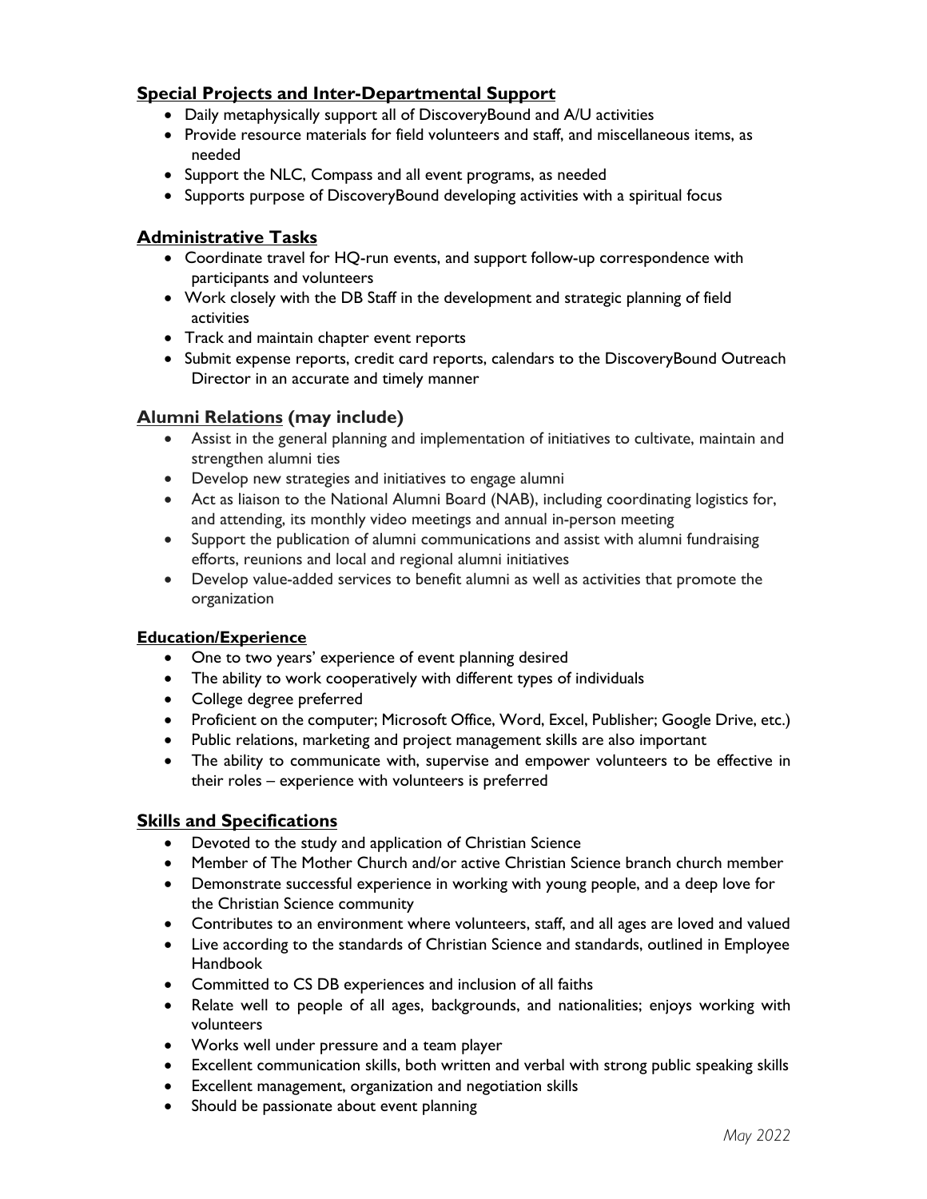## Special Projects and Inter-Departmental Support

- Daily metaphysically support all of DiscoveryBound and A/U activities
- Provide resource materials for field volunteers and staff, and miscellaneous items, as needed
- Support the NLC, Compass and all event programs, as needed
- Supports purpose of DiscoveryBound developing activities with a spiritual focus

## Administrative Tasks

- Coordinate travel for HQ-run events, and support follow-up correspondence with participants and volunteers
- Work closely with the DB Staff in the development and strategic planning of field activities
- Track and maintain chapter event reports
- Submit expense reports, credit card reports, calendars to the DiscoveryBound Outreach Director in an accurate and timely manner

## Alumni Relations (may include)

- Assist in the general planning and implementation of initiatives to cultivate, maintain and strengthen alumni ties
- Develop new strategies and initiatives to engage alumni
- Act as liaison to the National Alumni Board (NAB), including coordinating logistics for, and attending, its monthly video meetings and annual in-person meeting
- Support the publication of alumni communications and assist with alumni fundraising efforts, reunions and local and regional alumni initiatives
- Develop value-added services to benefit alumni as well as activities that promote the organization

### Education/Experience

- One to two years' experience of event planning desired
- The ability to work cooperatively with different types of individuals
- College degree preferred
- Proficient on the computer; Microsoft Office, Word, Excel, Publisher; Google Drive, etc.)
- Public relations, marketing and project management skills are also important
- The ability to communicate with, supervise and empower volunteers to be effective in their roles – experience with volunteers is preferred

## Skills and Specifications

- Devoted to the study and application of Christian Science
- Member of The Mother Church and/or active Christian Science branch church member
- Demonstrate successful experience in working with young people, and a deep love for the Christian Science community
- Contributes to an environment where volunteers, staff, and all ages are loved and valued
- Live according to the standards of Christian Science and standards, outlined in Employee Handbook
- Committed to CS DB experiences and inclusion of all faiths
- Relate well to people of all ages, backgrounds, and nationalities; enjoys working with volunteers
- Works well under pressure and a team player
- Excellent communication skills, both written and verbal with strong public speaking skills
- Excellent management, organization and negotiation skills
- Should be passionate about event planning

*May 2022*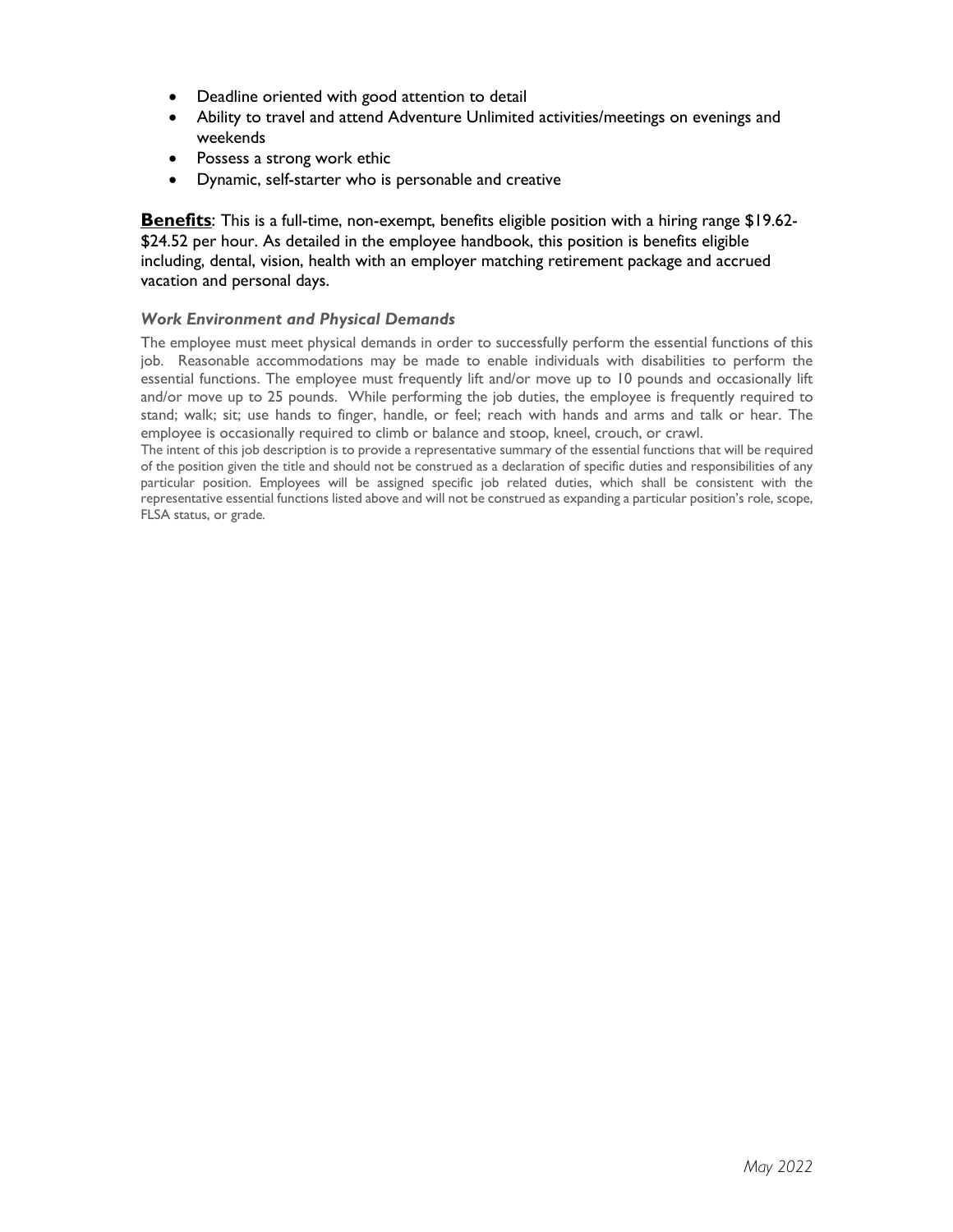- Deadline oriented with good attention to detail
- Ability to travel and attend Adventure Unlimited activities/meetings on evenings and weekends
- Possess a strong work ethic
- Dynamic, self-starter who is personable and creative

**Benefits**: This is a full-time, non-exempt, benefits eligible position with a hiring range $19.62-$24.52 per hour. As detailed in the employee handbook, this position is benefits eligible including, dental, vision, health with an employer matching retirement package and accrued vacation and personal days.

### *Work Environment and Physical Demands*

The employee must meet physical demands in order to successfully perform the essential functions of this job. Reasonable accommodations may be made to enable individuals with disabilities to perform the essential functions. The employee must frequently lift and/or move up to 10 pounds and occasionally lift and/or move up to 25 pounds. While performing the job duties, the employee is frequently required to stand; walk; sit; use hands to finger, handle, or feel; reach with hands and arms and talk or hear. The employee is occasionally required to climb or balance and stoop, kneel, crouch, or crawl.

The intent of this job description is to provide a representative summary of the essential functions that will be required of the position given the title and should not be construed as a declaration of specific duties and responsibilities of any particular position. Employees will be assigned specific job related duties, which shall be consistent with the representative essential functions listed above and will not be construed as expanding a particular position's role, scope, FLSA status, or grade.

*May 2022*